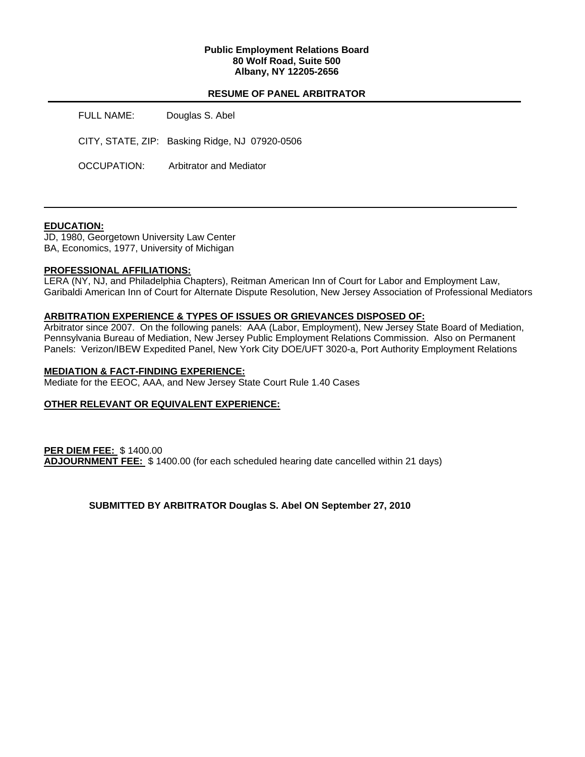**Public Employment Relations Board**
**80 Wolf Road, Suite 500**
**Albany, NY 12205-2656**

## RESUME OF PANEL ARBITRATOR

FULL NAME: Douglas S. Abel

CITY, STATE, ZIP: Basking Ridge, NJ 07920-0506

OCCUPATION: Arbitrator and Mediator

---

**EDUCATION:**

JD, 1980, Georgetown University Law Center
BA, Economics, 1977, University of Michigan

**PROFESSIONAL AFFILIATIONS:**

LERA (NY, NJ, and Philadelphia Chapters), Reitman American Inn of Court for Labor and Employment Law, Garibaldi American Inn of Court for Alternate Dispute Resolution, New Jersey Association of Professional Mediators

**ARBITRATION EXPERIENCE & TYPES OF ISSUES OR GRIEVANCES DISPOSED OF:**

Arbitrator since 2007. On the following panels: AAA (Labor, Employment), New Jersey State Board of Mediation, Pennsylvania Bureau of Mediation, New Jersey Public Employment Relations Commission. Also on Permanent Panels: Verizon/IBEW Expedited Panel, New York City DOE/UFT 3020-a, Port Authority Employment Relations

**MEDIATION & FACT-FINDING EXPERIENCE:**

Mediate for the EEOC, AAA, and New Jersey State Court Rule 1.40 Cases

**OTHER RELEVANT OR EQUIVALENT EXPERIENCE:**

**PER DIEM FEE:** $ 1400.00
**ADJOURNMENT FEE:** $ 1400.00 (for each scheduled hearing date cancelled within 21 days)

**SUBMITTED BY ARBITRATOR Douglas S. Abel ON September 27, 2010**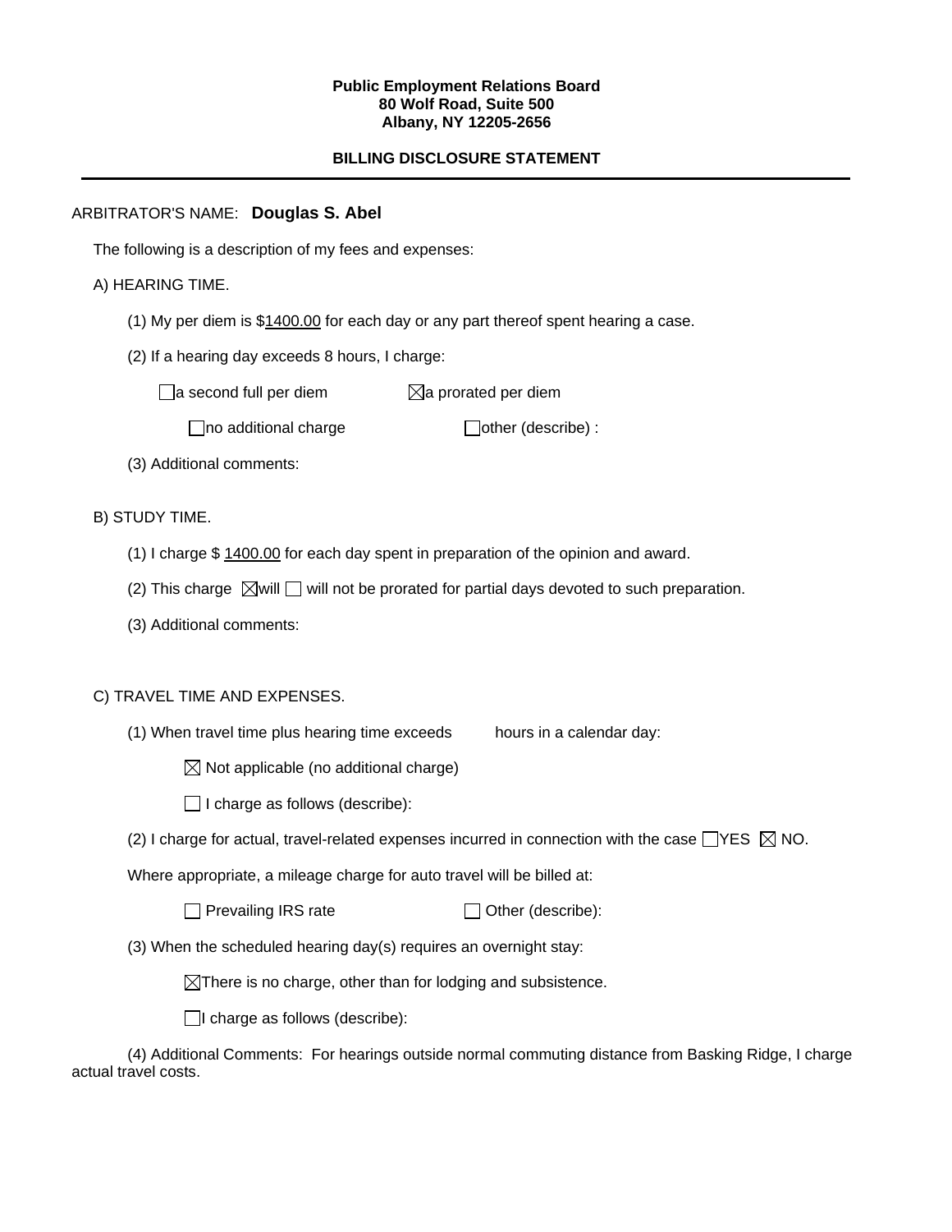**Public Employment Relations Board**
**80 Wolf Road, Suite 500**
**Albany, NY 12205-2656**

**BILLING DISCLOSURE STATEMENT**

---

ARBITRATOR'S NAME: **Douglas S. Abel**

The following is a description of my fees and expenses:

A) HEARING TIME.

(1) My per diem is $1400.00 for each day or any part thereof spent hearing a case.

(2) If a hearing day exceeds 8 hours, I charge:

☐ a second full per diem ☒ a prorated per diem

☐ no additional charge ☐ other (describe) :

(3) Additional comments:

B) STUDY TIME.

(1) I charge $ 1400.00 for each day spent in preparation of the opinion and award.

(2) This charge ☒ will ☐ will not be prorated for partial days devoted to such preparation.

(3) Additional comments:

C) TRAVEL TIME AND EXPENSES.

(1) When travel time plus hearing time exceeds hours in a calendar day:

☒ Not applicable (no additional charge)

☐ I charge as follows (describe):

(2) I charge for actual, travel-related expenses incurred in connection with the case ☐ YES ☒ NO.

Where appropriate, a mileage charge for auto travel will be billed at:

☐ Prevailing IRS rate ☐ Other (describe):

(3) When the scheduled hearing day(s) requires an overnight stay:

☒ There is no charge, other than for lodging and subsistence.

☐ I charge as follows (describe):

(4) Additional Comments: For hearings outside normal commuting distance from Basking Ridge, I charge actual travel costs.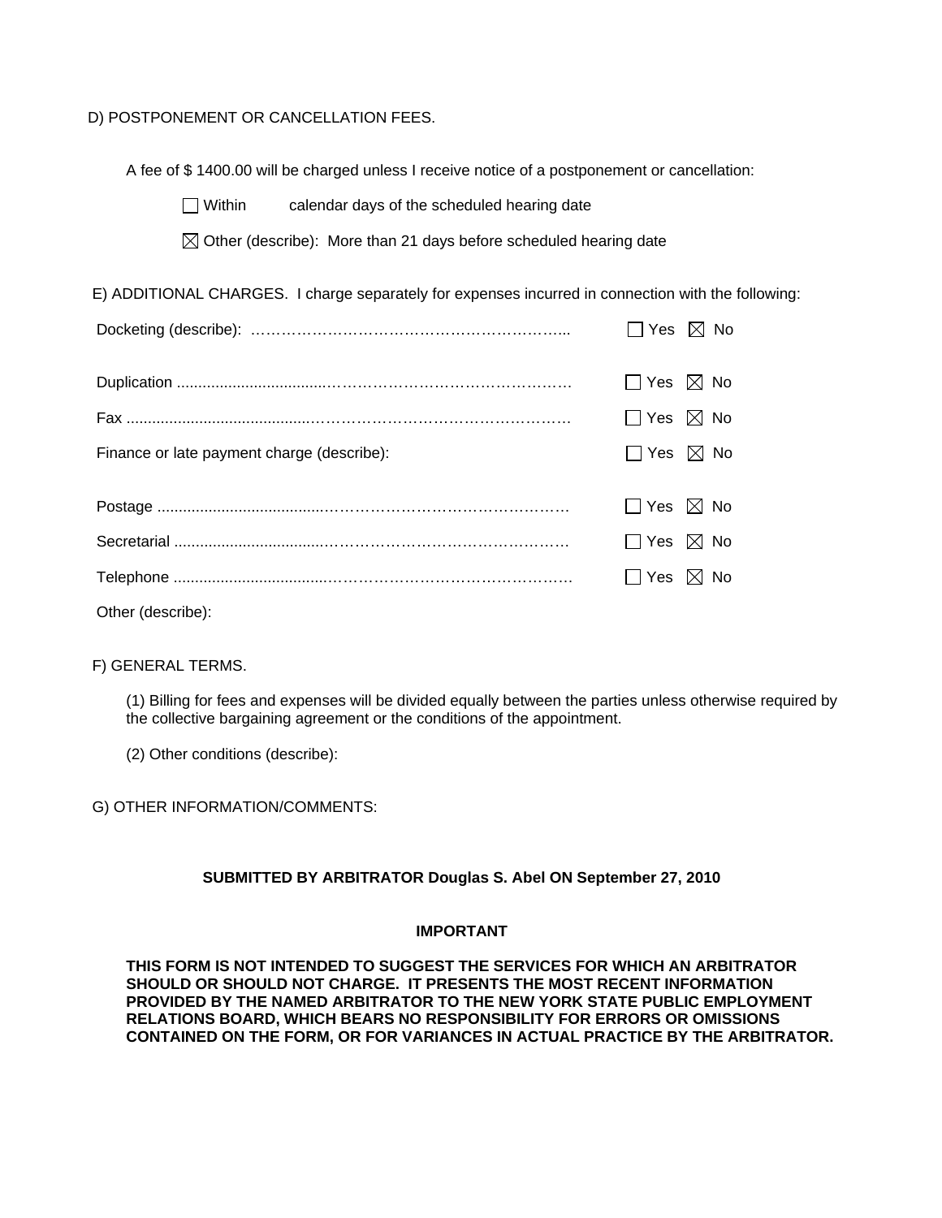D) POSTPONEMENT OR CANCELLATION FEES.

A fee of $ 1400.00 will be charged unless I receive notice of a postponement or cancellation:

☐ Within calendar days of the scheduled hearing date

☒ Other (describe): More than 21 days before scheduled hearing date

E) ADDITIONAL CHARGES. I charge separately for expenses incurred in connection with the following:

| | |
|---|---|
| Docketing (describe): | ☐ Yes ☒ No |
| Duplication | ☐ Yes ☒ No |
| Fax | ☐ Yes ☒ No |
| Finance or late payment charge (describe): | ☐ Yes ☒ No |
| Postage | ☐ Yes ☒ No |
| Secretarial | ☐ Yes ☒ No |
| Telephone | ☐ Yes ☒ No |
| Other (describe): | |

F) GENERAL TERMS.

(1) Billing for fees and expenses will be divided equally between the parties unless otherwise required by the collective bargaining agreement or the conditions of the appointment.

(2) Other conditions (describe):

G) OTHER INFORMATION/COMMENTS:

**SUBMITTED BY ARBITRATOR Douglas S. Abel ON September 27, 2010**

**IMPORTANT**

**THIS FORM IS NOT INTENDED TO SUGGEST THE SERVICES FOR WHICH AN ARBITRATOR SHOULD OR SHOULD NOT CHARGE. IT PRESENTS THE MOST RECENT INFORMATION PROVIDED BY THE NAMED ARBITRATOR TO THE NEW YORK STATE PUBLIC EMPLOYMENT RELATIONS BOARD, WHICH BEARS NO RESPONSIBILITY FOR ERRORS OR OMISSIONS CONTAINED ON THE FORM, OR FOR VARIANCES IN ACTUAL PRACTICE BY THE ARBITRATOR.**